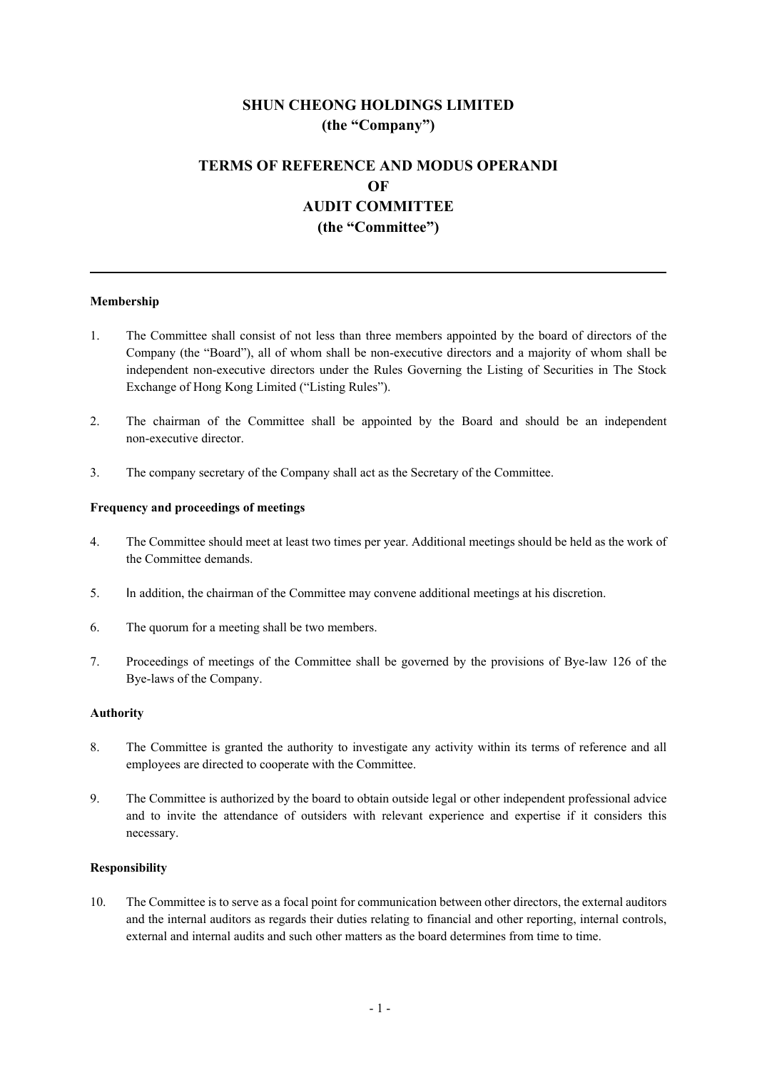# SHUN CHEONG HOLDINGS LIMITED
# (the "Company")

## TERMS OF REFERENCE AND MODUS OPERANDI OF AUDIT COMMITTEE (the "Committee")

---

**Membership**

1. The Committee shall consist of not less than three members appointed by the board of directors of the Company (the "Board"), all of whom shall be non-executive directors and a majority of whom shall be independent non-executive directors under the Rules Governing the Listing of Securities in The Stock Exchange of Hong Kong Limited ("Listing Rules").

2. The chairman of the Committee shall be appointed by the Board and should be an independent non-executive director.

3. The company secretary of the Company shall act as the Secretary of the Committee.

**Frequency and proceedings of meetings**

4. The Committee should meet at least two times per year. Additional meetings should be held as the work of the Committee demands.

5. In addition, the chairman of the Committee may convene additional meetings at his discretion.

6. The quorum for a meeting shall be two members.

7. Proceedings of meetings of the Committee shall be governed by the provisions of Bye-law 126 of the Bye-laws of the Company.

**Authority**

8. The Committee is granted the authority to investigate any activity within its terms of reference and all employees are directed to cooperate with the Committee.

9. The Committee is authorized by the board to obtain outside legal or other independent professional advice and to invite the attendance of outsiders with relevant experience and expertise if it considers this necessary.

**Responsibility**

10. The Committee is to serve as a focal point for communication between other directors, the external auditors and the internal auditors as regards their duties relating to financial and other reporting, internal controls, external and internal audits and such other matters as the board determines from time to time.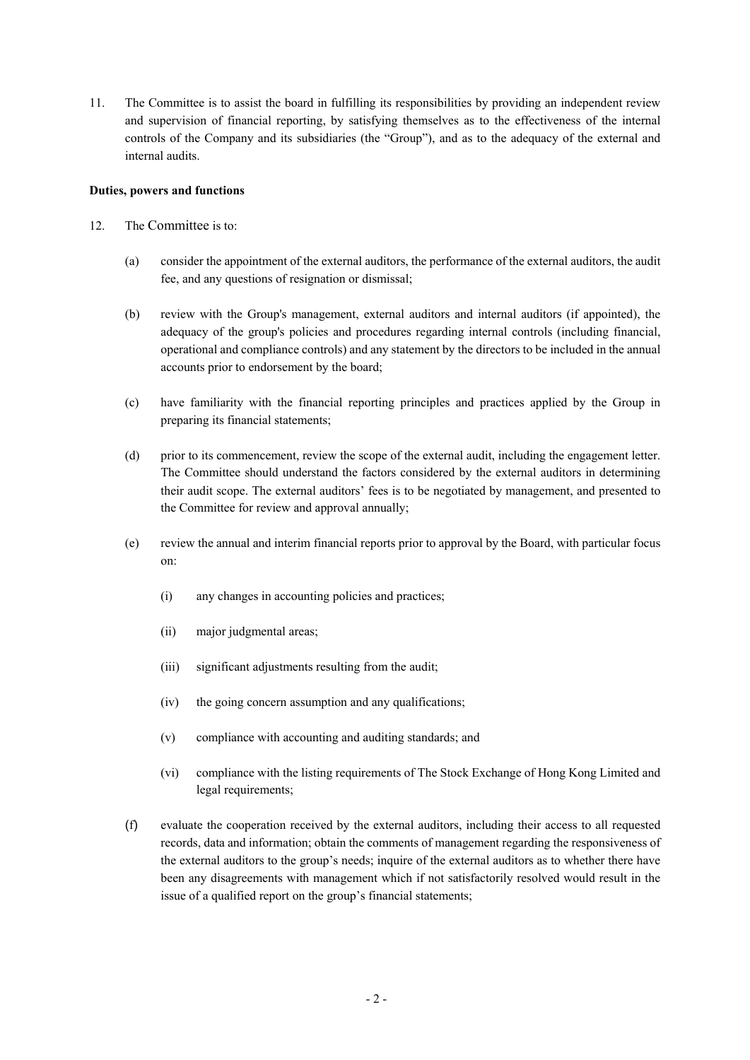11. The Committee is to assist the board in fulfilling its responsibilities by providing an independent review and supervision of financial reporting, by satisfying themselves as to the effectiveness of the internal controls of the Company and its subsidiaries (the "Group"), and as to the adequacy of the external and internal audits.

**Duties, powers and functions**

12. The Committee is to:

    (a) consider the appointment of the external auditors, the performance of the external auditors, the audit fee, and any questions of resignation or dismissal;

    (b) review with the Group's management, external auditors and internal auditors (if appointed), the adequacy of the group's policies and procedures regarding internal controls (including financial, operational and compliance controls) and any statement by the directors to be included in the annual accounts prior to endorsement by the board;

    (c) have familiarity with the financial reporting principles and practices applied by the Group in preparing its financial statements;

    (d) prior to its commencement, review the scope of the external audit, including the engagement letter. The Committee should understand the factors considered by the external auditors in determining their audit scope. The external auditors' fees is to be negotiated by management, and presented to the Committee for review and approval annually;

    (e) review the annual and interim financial reports prior to approval by the Board, with particular focus on:

        (i) any changes in accounting policies and practices;

        (ii) major judgmental areas;

        (iii) significant adjustments resulting from the audit;

        (iv) the going concern assumption and any qualifications;

        (v) compliance with accounting and auditing standards; and

        (vi) compliance with the listing requirements of The Stock Exchange of Hong Kong Limited and legal requirements;

    (f) evaluate the cooperation received by the external auditors, including their access to all requested records, data and information; obtain the comments of management regarding the responsiveness of the external auditors to the group's needs; inquire of the external auditors as to whether there have been any disagreements with management which if not satisfactorily resolved would result in the issue of a qualified report on the group's financial statements;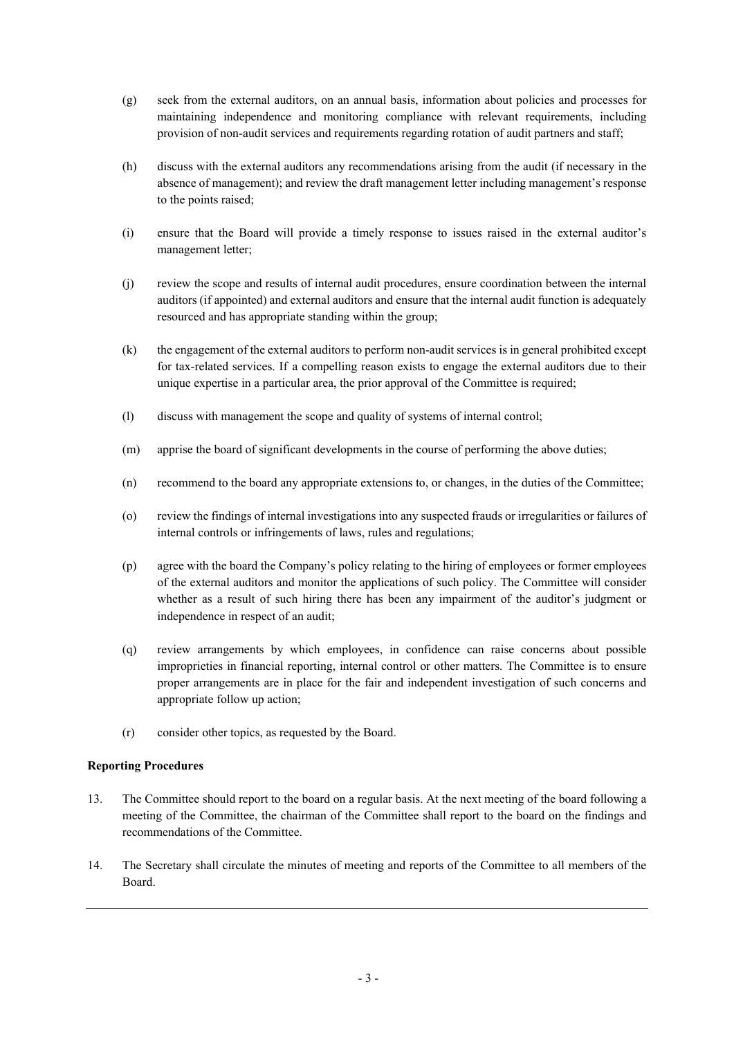(g) seek from the external auditors, on an annual basis, information about policies and processes for maintaining independence and monitoring compliance with relevant requirements, including provision of non-audit services and requirements regarding rotation of audit partners and staff;

(h) discuss with the external auditors any recommendations arising from the audit (if necessary in the absence of management); and review the draft management letter including management's response to the points raised;

(i) ensure that the Board will provide a timely response to issues raised in the external auditor's management letter;

(j) review the scope and results of internal audit procedures, ensure coordination between the internal auditors (if appointed) and external auditors and ensure that the internal audit function is adequately resourced and has appropriate standing within the group;

(k) the engagement of the external auditors to perform non-audit services is in general prohibited except for tax-related services. If a compelling reason exists to engage the external auditors due to their unique expertise in a particular area, the prior approval of the Committee is required;

(l) discuss with management the scope and quality of systems of internal control;

(m) apprise the board of significant developments in the course of performing the above duties;

(n) recommend to the board any appropriate extensions to, or changes, in the duties of the Committee;

(o) review the findings of internal investigations into any suspected frauds or irregularities or failures of internal controls or infringements of laws, rules and regulations;

(p) agree with the board the Company's policy relating to the hiring of employees or former employees of the external auditors and monitor the applications of such policy. The Committee will consider whether as a result of such hiring there has been any impairment of the auditor's judgment or independence in respect of an audit;

(q) review arrangements by which employees, in confidence can raise concerns about possible improprieties in financial reporting, internal control or other matters. The Committee is to ensure proper arrangements are in place for the fair and independent investigation of such concerns and appropriate follow up action;

(r) consider other topics, as requested by the Board.

**Reporting Procedures**

13. The Committee should report to the board on a regular basis. At the next meeting of the board following a meeting of the Committee, the chairman of the Committee shall report to the board on the findings and recommendations of the Committee.

14. The Secretary shall circulate the minutes of meeting and reports of the Committee to all members of the Board.